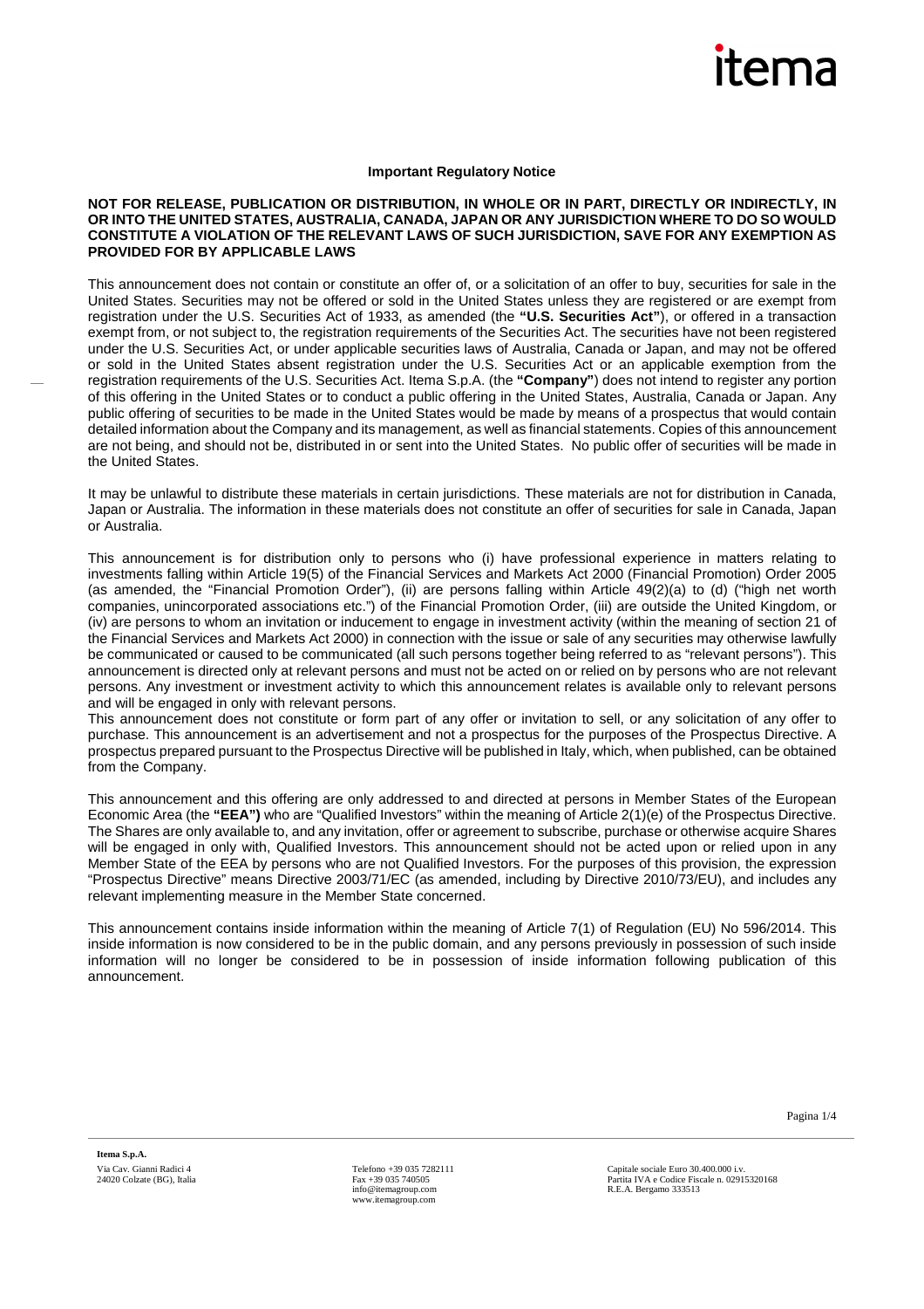**Important Regulatory Notice**

**NOT FOR RELEASE, PUBLICATION OR DISTRIBUTION, IN WHOLE OR IN PART, DIRECTLY OR INDIRECTLY, IN OR INTO THE UNITED STATES, AUSTRALIA, CANADA, JAPAN OR ANY JURISDICTION WHERE TO DO SO WOULD CONSTITUTE A VIOLATION OF THE RELEVANT LAWS OF SUCH JURISDICTION, SAVE FOR ANY EXEMPTION AS PROVIDED FOR BY APPLICABLE LAWS**

This announcement does not contain or constitute an offer of, or a solicitation of an offer to buy, securities for sale in the United States. Securities may not be offered or sold in the United States unless they are registered or are exempt from registration under the U.S. Securities Act of 1933, as amended (the **"U.S. Securities Act"**), or offered in a transaction exempt from, or not subject to, the registration requirements of the Securities Act. The securities have not been registered under the U.S. Securities Act, or under applicable securities laws of Australia, Canada or Japan, and may not be offered or sold in the United States absent registration under the U.S. Securities Act or an applicable exemption from the registration requirements of the U.S. Securities Act. Itema S.p.A. (the **"Company"**) does not intend to register any portion of this offering in the United States or to conduct a public offering in the United States, Australia, Canada or Japan. Any public offering of securities to be made in the United States would be made by means of a prospectus that would contain detailed information about the Company and its management, as well as financial statements. Copies of this announcement are not being, and should not be, distributed in or sent into the United States. No public offer of securities will be made in the United States.

It may be unlawful to distribute these materials in certain jurisdictions. These materials are not for distribution in Canada, Japan or Australia. The information in these materials does not constitute an offer of securities for sale in Canada, Japan or Australia.

This announcement is for distribution only to persons who (i) have professional experience in matters relating to investments falling within Article 19(5) of the Financial Services and Markets Act 2000 (Financial Promotion) Order 2005 (as amended, the "Financial Promotion Order"), (ii) are persons falling within Article 49(2)(a) to (d) ("high net worth companies, unincorporated associations etc.") of the Financial Promotion Order, (iii) are outside the United Kingdom, or (iv) are persons to whom an invitation or inducement to engage in investment activity (within the meaning of section 21 of the Financial Services and Markets Act 2000) in connection with the issue or sale of any securities may otherwise lawfully be communicated or caused to be communicated (all such persons together being referred to as "relevant persons"). This announcement is directed only at relevant persons and must not be acted on or relied on by persons who are not relevant persons. Any investment or investment activity to which this announcement relates is available only to relevant persons and will be engaged in only with relevant persons.

This announcement does not constitute or form part of any offer or invitation to sell, or any solicitation of any offer to purchase. This announcement is an advertisement and not a prospectus for the purposes of the Prospectus Directive. A prospectus prepared pursuant to the Prospectus Directive will be published in Italy, which, when published, can be obtained from the Company.

This announcement and this offering are only addressed to and directed at persons in Member States of the European Economic Area (the **"EEA")** who are "Qualified Investors" within the meaning of Article 2(1)(e) of the Prospectus Directive. The Shares are only available to, and any invitation, offer or agreement to subscribe, purchase or otherwise acquire Shares will be engaged in only with, Qualified Investors. This announcement should not be acted upon or relied upon in any Member State of the EEA by persons who are not Qualified Investors. For the purposes of this provision, the expression "Prospectus Directive" means Directive 2003/71/EC (as amended, including by Directive 2010/73/EU), and includes any relevant implementing measure in the Member State concerned.

This announcement contains inside information within the meaning of Article 7(1) of Regulation (EU) No 596/2014. This inside information is now considered to be in the public domain, and any persons previously in possession of such inside information will no longer be considered to be in possession of inside information following publication of this announcement.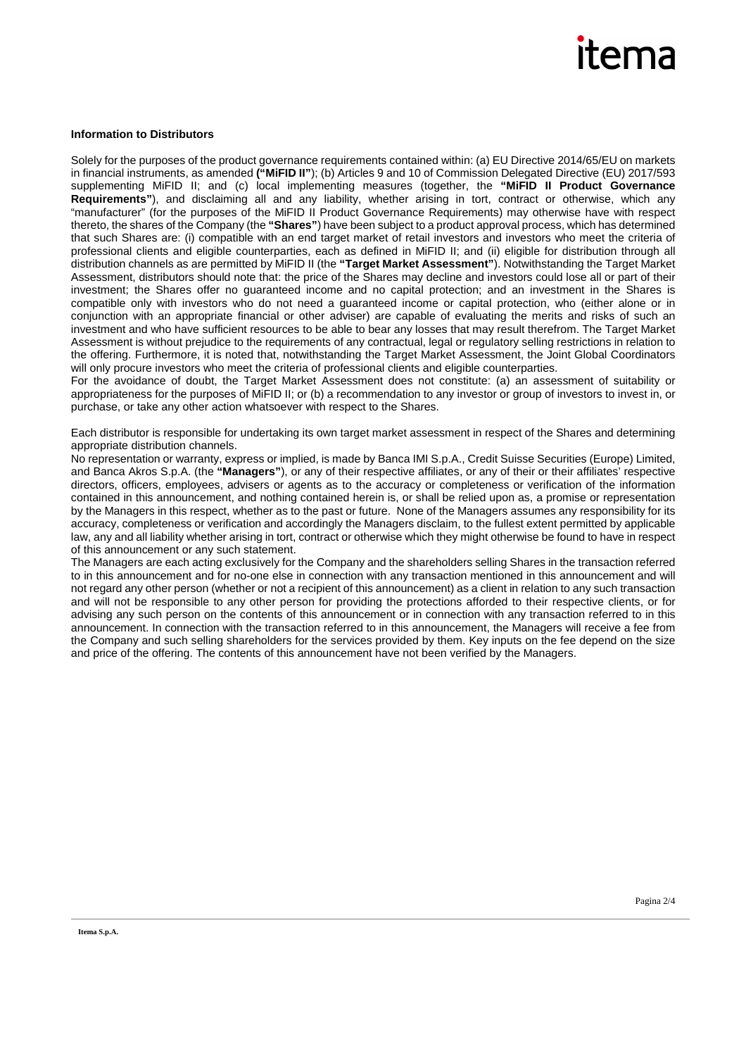**Information to Distributors**

Solely for the purposes of the product governance requirements contained within: (a) EU Directive 2014/65/EU on markets in financial instruments, as amended **("MiFID II"**); (b) Articles 9 and 10 of Commission Delegated Directive (EU) 2017/593 supplementing MiFID II; and (c) local implementing measures (together, the **"MiFID II Product Governance Requirements"**), and disclaiming all and any liability, whether arising in tort, contract or otherwise, which any "manufacturer" (for the purposes of the MiFID II Product Governance Requirements) may otherwise have with respect thereto, the shares of the Company (the **"Shares"**) have been subject to a product approval process, which has determined that such Shares are: (i) compatible with an end target market of retail investors and investors who meet the criteria of professional clients and eligible counterparties, each as defined in MiFID II; and (ii) eligible for distribution through all distribution channels as are permitted by MiFID II (the **"Target Market Assessment"**). Notwithstanding the Target Market Assessment, distributors should note that: the price of the Shares may decline and investors could lose all or part of their investment; the Shares offer no guaranteed income and no capital protection; and an investment in the Shares is compatible only with investors who do not need a guaranteed income or capital protection, who (either alone or in conjunction with an appropriate financial or other adviser) are capable of evaluating the merits and risks of such an investment and who have sufficient resources to be able to bear any losses that may result therefrom. The Target Market Assessment is without prejudice to the requirements of any contractual, legal or regulatory selling restrictions in relation to the offering. Furthermore, it is noted that, notwithstanding the Target Market Assessment, the Joint Global Coordinators will only procure investors who meet the criteria of professional clients and eligible counterparties.

For the avoidance of doubt, the Target Market Assessment does not constitute: (a) an assessment of suitability or appropriateness for the purposes of MiFID II; or (b) a recommendation to any investor or group of investors to invest in, or purchase, or take any other action whatsoever with respect to the Shares.

Each distributor is responsible for undertaking its own target market assessment in respect of the Shares and determining appropriate distribution channels.

No representation or warranty, express or implied, is made by Banca IMI S.p.A., Credit Suisse Securities (Europe) Limited, and Banca Akros S.p.A. (the **"Managers"**), or any of their respective affiliates, or any of their or their affiliates' respective directors, officers, employees, advisers or agents as to the accuracy or completeness or verification of the information contained in this announcement, and nothing contained herein is, or shall be relied upon as, a promise or representation by the Managers in this respect, whether as to the past or future. None of the Managers assumes any responsibility for its accuracy, completeness or verification and accordingly the Managers disclaim, to the fullest extent permitted by applicable law, any and all liability whether arising in tort, contract or otherwise which they might otherwise be found to have in respect of this announcement or any such statement.

The Managers are each acting exclusively for the Company and the shareholders selling Shares in the transaction referred to in this announcement and for no-one else in connection with any transaction mentioned in this announcement and will not regard any other person (whether or not a recipient of this announcement) as a client in relation to any such transaction and will not be responsible to any other person for providing the protections afforded to their respective clients, or for advising any such person on the contents of this announcement or in connection with any transaction referred to in this announcement. In connection with the transaction referred to in this announcement, the Managers will receive a fee from the Company and such selling shareholders for the services provided by them. Key inputs on the fee depend on the size and price of the offering. The contents of this announcement have not been verified by the Managers.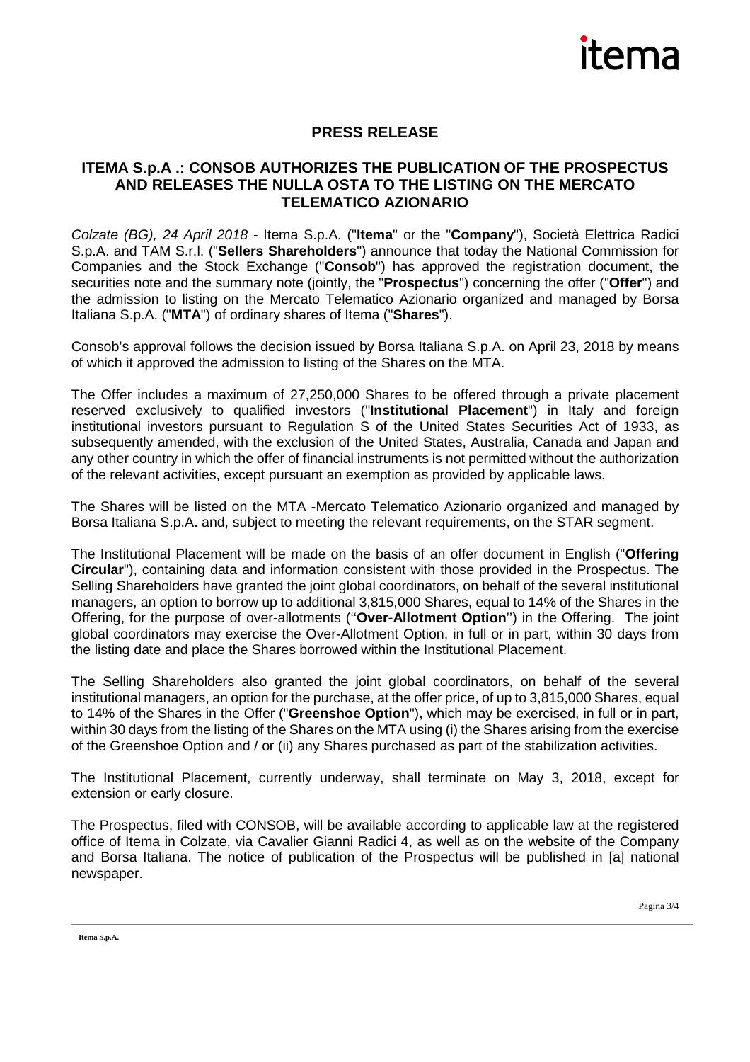# PRESS RELEASE

## ITEMA S.p.A .: CONSOB AUTHORIZES THE PUBLICATION OF THE PROSPECTUS AND RELEASES THE NULLA OSTA TO THE LISTING ON THE MERCATO TELEMATICO AZIONARIO

*Colzate (BG), 24 April 2018* - Itema S.p.A. ("**Itema**" or the "**Company**"), Società Elettrica Radici S.p.A. and TAM S.r.l. ("**Sellers Shareholders**") announce that today the National Commission for Companies and the Stock Exchange ("**Consob**") has approved the registration document, the securities note and the summary note (jointly, the "**Prospectus**") concerning the offer ("**Offer**") and the admission to listing on the Mercato Telematico Azionario organized and managed by Borsa Italiana S.p.A. ("**MTA**") of ordinary shares of Itema ("**Shares**").

Consob's approval follows the decision issued by Borsa Italiana S.p.A. on April 23, 2018 by means of which it approved the admission to listing of the Shares on the MTA.

The Offer includes a maximum of 27,250,000 Shares to be offered through a private placement reserved exclusively to qualified investors ("**Institutional Placement**") in Italy and foreign institutional investors pursuant to Regulation S of the United States Securities Act of 1933, as subsequently amended, with the exclusion of the United States, Australia, Canada and Japan and any other country in which the offer of financial instruments is not permitted without the authorization of the relevant activities, except pursuant an exemption as provided by applicable laws.

The Shares will be listed on the MTA -Mercato Telematico Azionario organized and managed by Borsa Italiana S.p.A. and, subject to meeting the relevant requirements, on the STAR segment.

The Institutional Placement will be made on the basis of an offer document in English ("**Offering Circular**"), containing data and information consistent with those provided in the Prospectus. The Selling Shareholders have granted the joint global coordinators, on behalf of the several institutional managers, an option to borrow up to additional 3,815,000 Shares, equal to 14% of the Shares in the Offering, for the purpose of over-allotments (''**Over-Allotment Option**'') in the Offering. The joint global coordinators may exercise the Over-Allotment Option, in full or in part, within 30 days from the listing date and place the Shares borrowed within the Institutional Placement.

The Selling Shareholders also granted the joint global coordinators, on behalf of the several institutional managers, an option for the purchase, at the offer price, of up to 3,815,000 Shares, equal to 14% of the Shares in the Offer ("**Greenshoe Option**"), which may be exercised, in full or in part, within 30 days from the listing of the Shares on the MTA using (i) the Shares arising from the exercise of the Greenshoe Option and / or (ii) any Shares purchased as part of the stabilization activities.

The Institutional Placement, currently underway, shall terminate on May 3, 2018, except for extension or early closure.

The Prospectus, filed with CONSOB, will be available according to applicable law at the registered office of Itema in Colzate, via Cavalier Gianni Radici 4, as well as on the website of the Company and Borsa Italiana. The notice of publication of the Prospectus will be published in [a] national newspaper.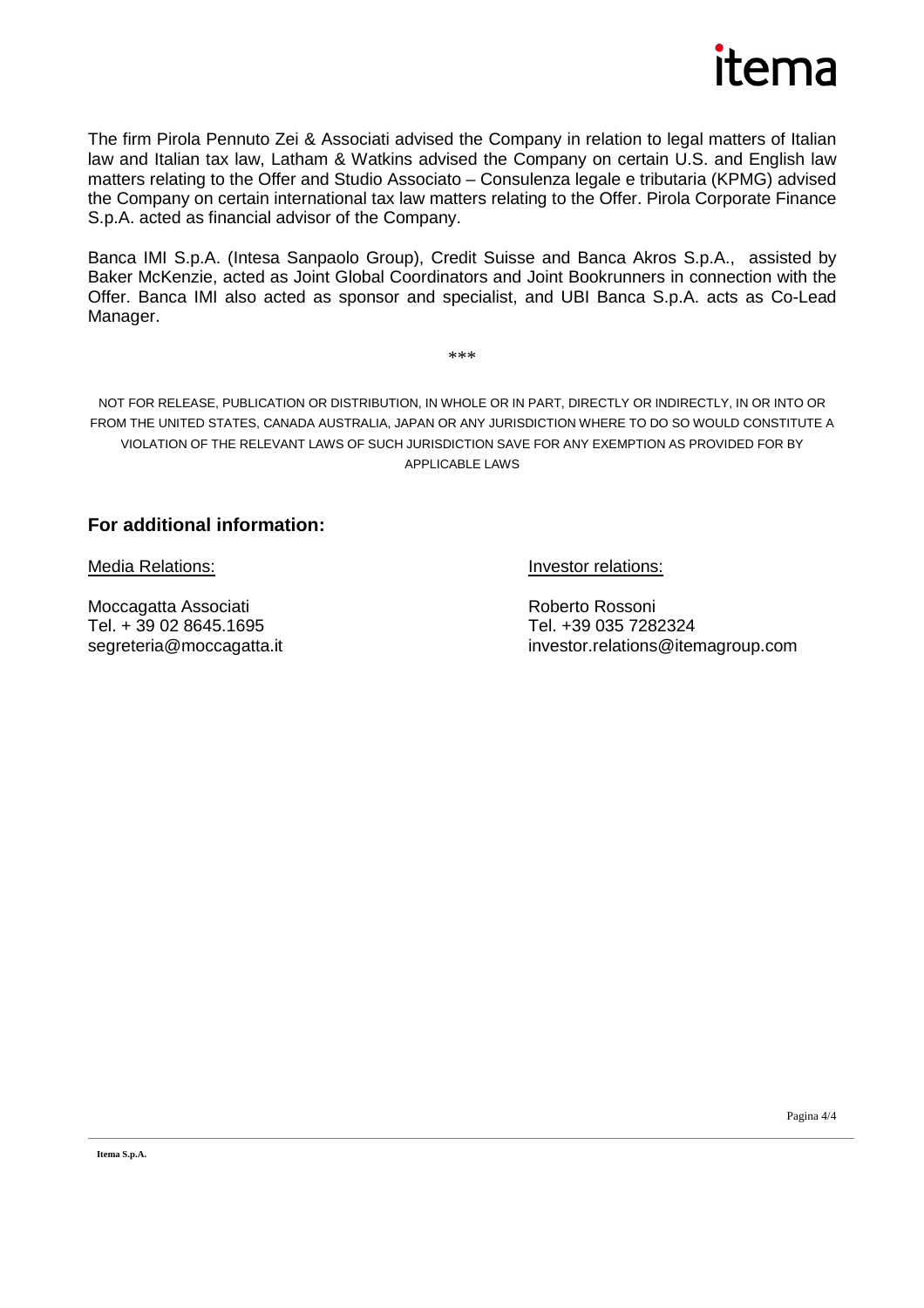The firm Pirola Pennuto Zei & Associati advised the Company in relation to legal matters of Italian law and Italian tax law, Latham & Watkins advised the Company on certain U.S. and English law matters relating to the Offer and Studio Associato – Consulenza legale e tributaria (KPMG) advised the Company on certain international tax law matters relating to the Offer. Pirola Corporate Finance S.p.A. acted as financial advisor of the Company.

Banca IMI S.p.A. (Intesa Sanpaolo Group), Credit Suisse and Banca Akros S.p.A., assisted by Baker McKenzie, acted as Joint Global Coordinators and Joint Bookrunners in connection with the Offer. Banca IMI also acted as sponsor and specialist, and UBI Banca S.p.A. acts as Co-Lead Manager.

\*\*\*

NOT FOR RELEASE, PUBLICATION OR DISTRIBUTION, IN WHOLE OR IN PART, DIRECTLY OR INDIRECTLY, IN OR INTO OR FROM THE UNITED STATES, CANADA AUSTRALIA, JAPAN OR ANY JURISDICTION WHERE TO DO SO WOULD CONSTITUTE A VIOLATION OF THE RELEVANT LAWS OF SUCH JURISDICTION SAVE FOR ANY EXEMPTION AS PROVIDED FOR BY APPLICABLE LAWS

## For additional information:

Media Relations:

Moccagatta Associati
Tel. + 39 02 8645.1695
segreteria@moccagatta.it

Investor relations:

Roberto Rossoni
Tel. +39 035 7282324
investor.relations@itemagroup.com